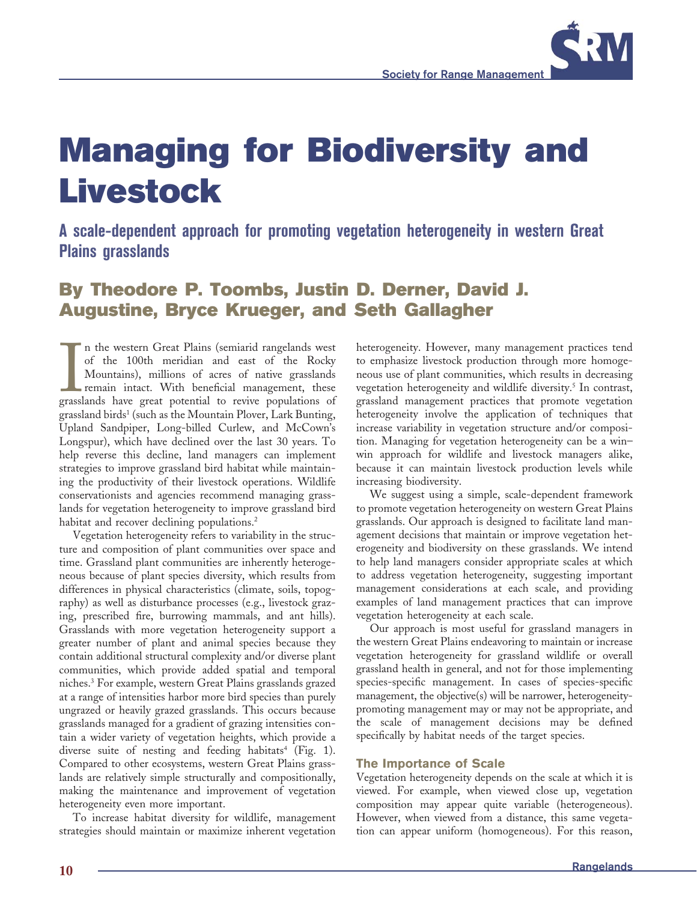# Managing for Biodiversity and Livestock

## A scale-dependent approach for promoting vegetation heterogeneity in western Great Plains grasslands

### By Theodore P. Toombs, Justin D. Derner, David J. Augustine, Bryce Krueger, and Seth Gallagher

In the western Great Plains (semiarid rangelands west of the 100th meridian and east of the Rocky Mountains), millions of acres of native grasslands remain intact. With beneficial management, these grasslands have great potential to revive populations of grassland birds[1] (such as the Mountain Plover, Lark Bunting, Upland Sandpiper, Long-billed Curlew, and McCown's Longspur), which have declined over the last 30 years. To help reverse this decline, land managers can implement strategies to improve grassland bird habitat while maintaining the productivity of their livestock operations. Wildlife conservationists and agencies recommend managing grasslands for vegetation heterogeneity to improve grassland bird habitat and recover declining populations.[2]

Vegetation heterogeneity refers to variability in the structure and composition of plant communities over space and time. Grassland plant communities are inherently heterogeneous because of plant species diversity, which results from differences in physical characteristics (climate, soils, topography) as well as disturbance processes (e.g., livestock grazing, prescribed fire, burrowing mammals, and ant hills). Grasslands with more vegetation heterogeneity support a greater number of plant and animal species because they contain additional structural complexity and/or diverse plant communities, which provide added spatial and temporal niches.[3] For example, western Great Plains grasslands grazed at a range of intensities harbor more bird species than purely ungrazed or heavily grazed grasslands. This occurs because grasslands managed for a gradient of grazing intensities contain a wider variety of vegetation heights, which provide a diverse suite of nesting and feeding habitats[4] (Fig. 1). Compared to other ecosystems, western Great Plains grasslands are relatively simple structurally and compositionally, making the maintenance and improvement of vegetation heterogeneity even more important.

To increase habitat diversity for wildlife, management strategies should maintain or maximize inherent vegetation heterogeneity. However, many management practices tend to emphasize livestock production through more homogeneous use of plant communities, which results in decreasing vegetation heterogeneity and wildlife diversity.[5] In contrast, grassland management practices that promote vegetation heterogeneity involve the application of techniques that increase variability in vegetation structure and/or composition. Managing for vegetation heterogeneity can be a win–win approach for wildlife and livestock managers alike, because it can maintain livestock production levels while increasing biodiversity.

We suggest using a simple, scale-dependent framework to promote vegetation heterogeneity on western Great Plains grasslands. Our approach is designed to facilitate land management decisions that maintain or improve vegetation heterogeneity and biodiversity on these grasslands. We intend to help land managers consider appropriate scales at which to address vegetation heterogeneity, suggesting important management considerations at each scale, and providing examples of land management practices that can improve vegetation heterogeneity at each scale.

Our approach is most useful for grassland managers in the western Great Plains endeavoring to maintain or increase vegetation heterogeneity for grassland wildlife or overall grassland health in general, and not for those implementing species-specific management. In cases of species-specific management, the objective(s) will be narrower, heterogeneity-promoting management may or may not be appropriate, and the scale of management decisions may be defined specifically by habitat needs of the target species.

### The Importance of Scale

Vegetation heterogeneity depends on the scale at which it is viewed. For example, when viewed close up, vegetation composition may appear quite variable (heterogeneous). However, when viewed from a distance, this same vegetation can appear uniform (homogeneous). For this reason,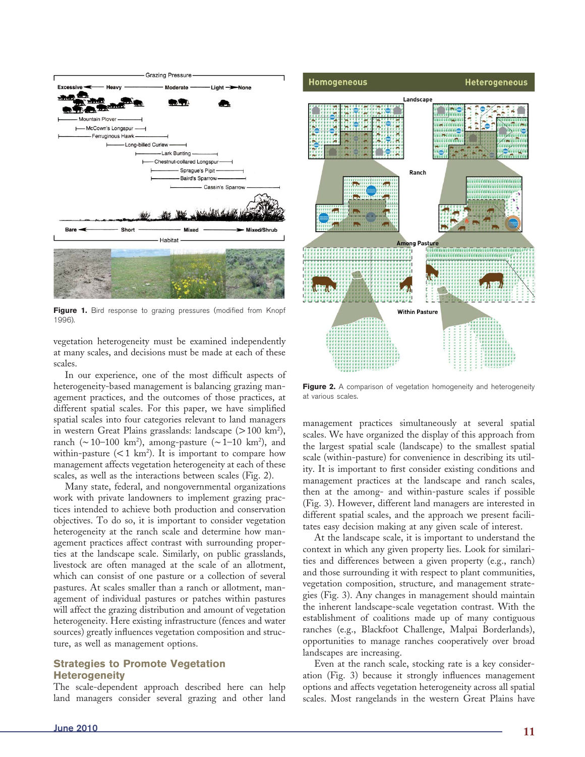Figure 1. Bird response to grazing pressures (modified from Knopf 1996).

Figure 2. A comparison of vegetation homogeneity and heterogeneity at various scales.

vegetation heterogeneity must be examined independently at many scales, and decisions must be made at each of these scales.

In our experience, one of the most difficult aspects of heterogeneity-based management is balancing grazing management practices, and the outcomes of those practices, at different spatial scales. For this paper, we have simplified spatial scales into four categories relevant to land managers in western Great Plains grasslands: landscape (> 100 km$^2$), ranch (~ 10–100 km$^2$), among-pasture (~ 1–10 km$^2$), and within-pasture (< 1 km$^2$). It is important to compare how management affects vegetation heterogeneity at each of these scales, as well as the interactions between scales (Fig. 2).

Many state, federal, and nongovernmental organizations work with private landowners to implement grazing practices intended to achieve both production and conservation objectives. To do so, it is important to consider vegetation heterogeneity at the ranch scale and determine how management practices affect contrast with surrounding properties at the landscape scale. Similarly, on public grasslands, livestock are often managed at the scale of an allotment, which can consist of one pasture or a collection of several pastures. At scales smaller than a ranch or allotment, management of individual pastures or patches within pastures will affect the grazing distribution and amount of vegetation heterogeneity. Here existing infrastructure (fences and water sources) greatly influences vegetation composition and structure, as well as management options.

## Strategies to Promote Vegetation Heterogeneity

The scale-dependent approach described here can help land managers consider several grazing and other land management practices simultaneously at several spatial scales. We have organized the display of this approach from the largest spatial scale (landscape) to the smallest spatial scale (within-pasture) for convenience in describing its utility. It is important to first consider existing conditions and management practices at the landscape and ranch scales, then at the among- and within-pasture scales if possible (Fig. 3). However, different land managers are interested in different spatial scales, and the approach we present facilitates easy decision making at any given scale of interest.

At the landscape scale, it is important to understand the context in which any given property lies. Look for similarities and differences between a given property (e.g., ranch) and those surrounding it with respect to plant communities, vegetation composition, structure, and management strategies (Fig. 3). Any changes in management should maintain the inherent landscape-scale vegetation contrast. With the establishment of coalitions made up of many contiguous ranches (e.g., Blackfoot Challenge, Malpai Borderlands), opportunities to manage ranches cooperatively over broad landscapes are increasing.

Even at the ranch scale, stocking rate is a key consideration (Fig. 3) because it strongly influences management options and affects vegetation heterogeneity across all spatial scales. Most rangelands in the western Great Plains have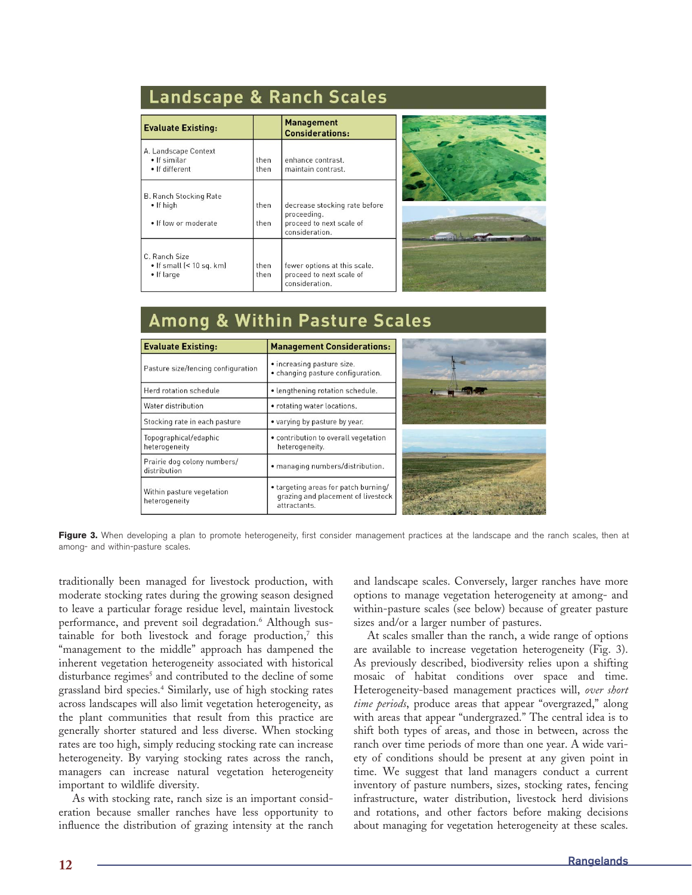## Landscape & Ranch Scales

| Evaluate Existing: | | Management Considerations: |
|---|---|---|
| A. Landscape Context<br>• If similar<br>• If different | <br>then<br>then | <br>enhance contrast.<br>maintain contrast. |
| B. Ranch Stocking Rate<br>• If high<br>• If low or moderate | <br>then<br>then | <br>decrease stocking rate before proceeding.<br>proceed to next scale of consideration. |
| C. Ranch Size<br>• If small (< 10 sq. km)<br>• If large | <br>then<br>then | <br>fewer options at this scale.<br>proceed to next scale of consideration. |

## Among & Within Pasture Scales

| Evaluate Existing: | Management Considerations: |
|---|---|
| Pasture size/fencing configuration | • increasing pasture size.<br>• changing pasture configuration. |
| Herd rotation schedule | • lengthening rotation schedule. |
| Water distribution | • rotating water locations. |
| Stocking rate in each pasture | • varying by pasture by year. |
| Topographical/edaphic heterogeneity | • contribution to overall vegetation heterogeneity. |
| Prairie dog colony numbers/ distribution | • managing numbers/distribution. |
| Within pasture vegetation heterogeneity | • targeting areas for patch burning/ grazing and placement of livestock attractants. |

**Figure 3.** When developing a plan to promote heterogeneity, first consider management practices at the landscape and the ranch scales, then at among- and within-pasture scales.

traditionally been managed for livestock production, with moderate stocking rates during the growing season designed to leave a particular forage residue level, maintain livestock performance, and prevent soil degradation.[6] Although sustainable for both livestock and forage production,[7] this "management to the middle" approach has dampened the inherent vegetation heterogeneity associated with historical disturbance regimes[5] and contributed to the decline of some grassland bird species.[4] Similarly, use of high stocking rates across landscapes will also limit vegetation heterogeneity, as the plant communities that result from this practice are generally shorter statured and less diverse. When stocking rates are too high, simply reducing stocking rate can increase heterogeneity. By varying stocking rates across the ranch, managers can increase natural vegetation heterogeneity important to wildlife diversity.

As with stocking rate, ranch size is an important consideration because smaller ranches have less opportunity to influence the distribution of grazing intensity at the ranch and landscape scales. Conversely, larger ranches have more options to manage vegetation heterogeneity at among- and within-pasture scales (see below) because of greater pasture sizes and/or a larger number of pastures.

At scales smaller than the ranch, a wide range of options are available to increase vegetation heterogeneity (Fig. 3). As previously described, biodiversity relies upon a shifting mosaic of habitat conditions over space and time. Heterogeneity-based management practices will, *over short time periods*, produce areas that appear "overgrazed," along with areas that appear "undergrazed." The central idea is to shift both types of areas, and those in between, across the ranch over time periods of more than one year. A wide variety of conditions should be present at any given point in time. We suggest that land managers conduct a current inventory of pasture numbers, sizes, stocking rates, fencing infrastructure, water distribution, livestock herd divisions and rotations, and other factors before making decisions about managing for vegetation heterogeneity at these scales.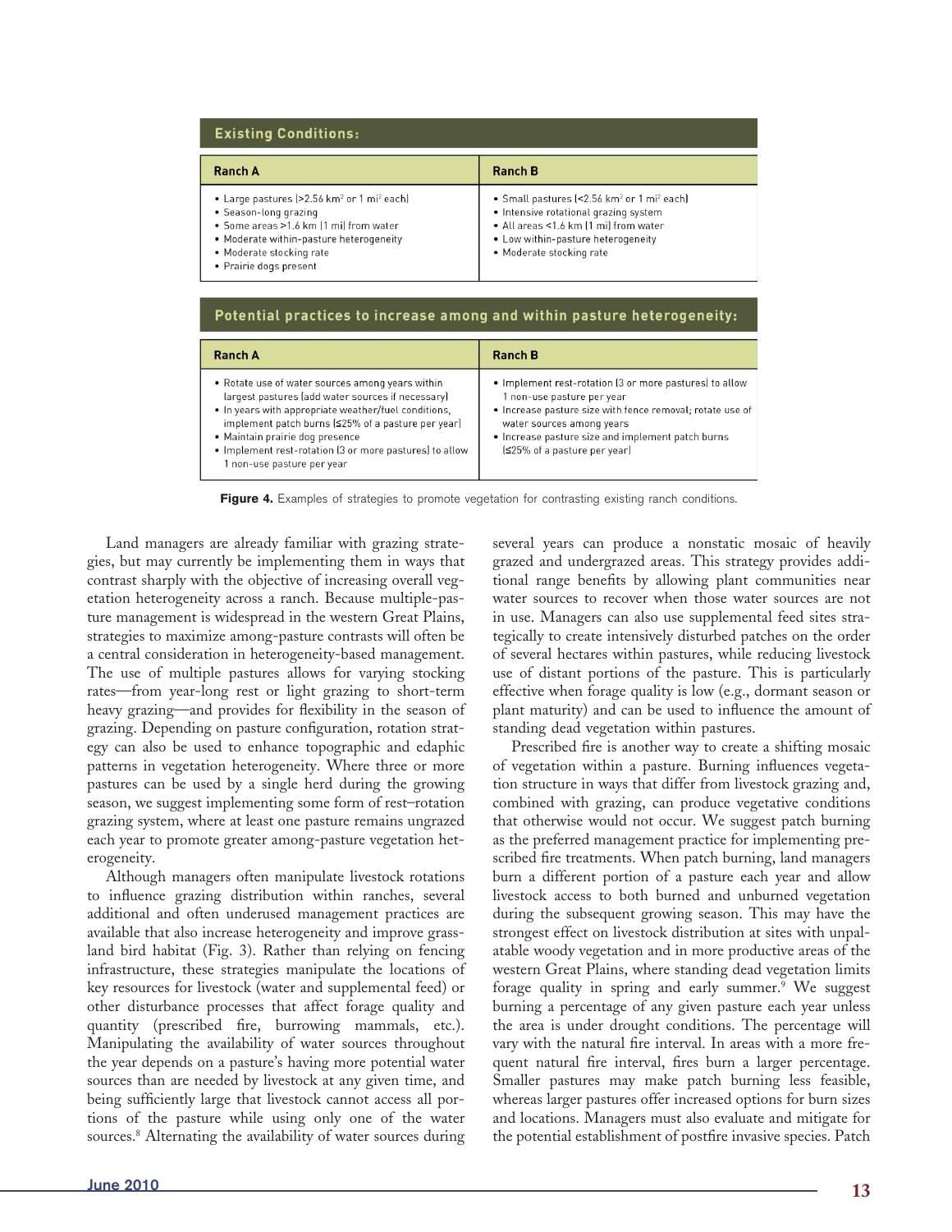**Existing Conditions:**

| Ranch A | Ranch B |
|---|---|
| • Large pastures (>2.56 km$^2$ or 1 mi$^2$ each)<br>• Season-long grazing<br>• Some areas >1.6 km (1 mi) from water<br>• Moderate within-pasture heterogeneity<br>• Moderate stocking rate<br>• Prairie dogs present | • Small pastures (<2.56 km$^2$ or 1 mi$^2$ each)<br>• Intensive rotational grazing system<br>• All areas <1.6 km (1 mi) from water<br>• Low within-pasture heterogeneity<br>• Moderate stocking rate |

**Potential practices to increase among and within pasture heterogeneity:**

| Ranch A | Ranch B |
|---|---|
| • Rotate use of water sources among years within largest pastures (add water sources if necessary)<br>• In years with appropriate weather/fuel conditions, implement patch burns (≤25% of a pasture per year)<br>• Maintain prairie dog presence<br>• Implement rest-rotation (3 or more pastures) to allow 1 non-use pasture per year | • Implement rest-rotation (3 or more pastures) to allow 1 non-use pasture per year<br>• Increase pasture size with fence removal; rotate use of water sources among years<br>• Increase pasture size and implement patch burns (≤25% of a pasture per year) |

**Figure 4.** Examples of strategies to promote vegetation for contrasting existing ranch conditions.

Land managers are already familiar with grazing strategies, but may currently be implementing them in ways that contrast sharply with the objective of increasing overall vegetation heterogeneity across a ranch. Because multiple-pasture management is widespread in the western Great Plains, strategies to maximize among-pasture contrasts will often be a central consideration in heterogeneity-based management. The use of multiple pastures allows for varying stocking rates—from year-long rest or light grazing to short-term heavy grazing—and provides for flexibility in the season of grazing. Depending on pasture configuration, rotation strategy can also be used to enhance topographic and edaphic patterns in vegetation heterogeneity. Where three or more pastures can be used by a single herd during the growing season, we suggest implementing some form of rest–rotation grazing system, where at least one pasture remains ungrazed each year to promote greater among-pasture vegetation heterogeneity.

Although managers often manipulate livestock rotations to influence grazing distribution within ranches, several additional and often underused management practices are available that also increase heterogeneity and improve grassland bird habitat (Fig. 3). Rather than relying on fencing infrastructure, these strategies manipulate the locations of key resources for livestock (water and supplemental feed) or other disturbance processes that affect forage quality and quantity (prescribed fire, burrowing mammals, etc.). Manipulating the availability of water sources throughout the year depends on a pasture's having more potential water sources than are needed by livestock at any given time, and being sufficiently large that livestock cannot access all portions of the pasture while using only one of the water sources.[8] Alternating the availability of water sources during several years can produce a nonstatic mosaic of heavily grazed and undergrazed areas. This strategy provides additional range benefits by allowing plant communities near water sources to recover when those water sources are not in use. Managers can also use supplemental feed sites strategically to create intensively disturbed patches on the order of several hectares within pastures, while reducing livestock use of distant portions of the pasture. This is particularly effective when forage quality is low (e.g., dormant season or plant maturity) and can be used to influence the amount of standing dead vegetation within pastures.

Prescribed fire is another way to create a shifting mosaic of vegetation within a pasture. Burning influences vegetation structure in ways that differ from livestock grazing and, combined with grazing, can produce vegetative conditions that otherwise would not occur. We suggest patch burning as the preferred management practice for implementing prescribed fire treatments. When patch burning, land managers burn a different portion of a pasture each year and allow livestock access to both burned and unburned vegetation during the subsequent growing season. This may have the strongest effect on livestock distribution at sites with unpalatable woody vegetation and in more productive areas of the western Great Plains, where standing dead vegetation limits forage quality in spring and early summer.[9] We suggest burning a percentage of any given pasture each year unless the area is under drought conditions. The percentage will vary with the natural fire interval. In areas with a more frequent natural fire interval, fires burn a larger percentage. Smaller pastures may make patch burning less feasible, whereas larger pastures offer increased options for burn sizes and locations. Managers must also evaluate and mitigate for the potential establishment of postfire invasive species. Patch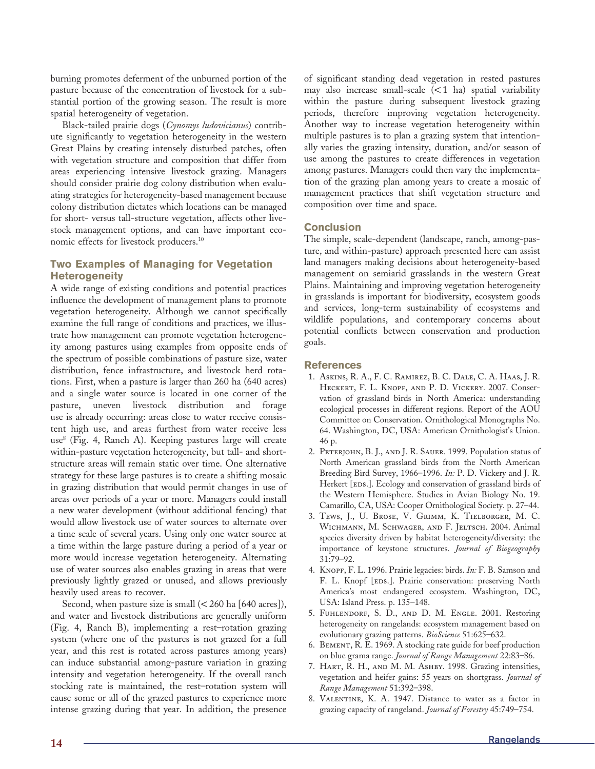burning promotes deferment of the unburned portion of the pasture because of the concentration of livestock for a substantial portion of the growing season. The result is more spatial heterogeneity of vegetation.

Black-tailed prairie dogs (*Cynomys ludovicianus*) contribute significantly to vegetation heterogeneity in the western Great Plains by creating intensely disturbed patches, often with vegetation structure and composition that differ from areas experiencing intensive livestock grazing. Managers should consider prairie dog colony distribution when evaluating strategies for heterogeneity-based management because colony distribution dictates which locations can be managed for short- versus tall-structure vegetation, affects other livestock management options, and can have important economic effects for livestock producers.[10]

## Two Examples of Managing for Vegetation Heterogeneity

A wide range of existing conditions and potential practices influence the development of management plans to promote vegetation heterogeneity. Although we cannot specifically examine the full range of conditions and practices, we illustrate how management can promote vegetation heterogeneity among pastures using examples from opposite ends of the spectrum of possible combinations of pasture size, water distribution, fence infrastructure, and livestock herd rotations. First, when a pasture is larger than 260 ha (640 acres) and a single water source is located in one corner of the pasture, uneven livestock distribution and forage use is already occurring: areas close to water receive consistent high use, and areas furthest from water receive less use[8] (Fig. 4, Ranch A). Keeping pastures large will create within-pasture vegetation heterogeneity, but tall- and short-structure areas will remain static over time. One alternative strategy for these large pastures is to create a shifting mosaic in grazing distribution that would permit changes in use of areas over periods of a year or more. Managers could install a new water development (without additional fencing) that would allow livestock use of water sources to alternate over a time scale of several years. Using only one water source at a time within the large pasture during a period of a year or more would increase vegetation heterogeneity. Alternating use of water sources also enables grazing in areas that were previously lightly grazed or unused, and allows previously heavily used areas to recover.

Second, when pasture size is small (< 260 ha [640 acres]), and water and livestock distributions are generally uniform (Fig. 4, Ranch B), implementing a rest–rotation grazing system (where one of the pastures is not grazed for a full year, and this rest is rotated across pastures among years) can induce substantial among-pasture variation in grazing intensity and vegetation heterogeneity. If the overall ranch stocking rate is maintained, the rest–rotation system will cause some or all of the grazed pastures to experience more intense grazing during that year. In addition, the presence of significant standing dead vegetation in rested pastures may also increase small-scale (< 1 ha) spatial variability within the pasture during subsequent livestock grazing periods, therefore improving vegetation heterogeneity. Another way to increase vegetation heterogeneity within multiple pastures is to plan a grazing system that intentionally varies the grazing intensity, duration, and/or season of use among the pastures to create differences in vegetation among pastures. Managers could then vary the implementation of the grazing plan among years to create a mosaic of management practices that shift vegetation structure and composition over time and space.

## Conclusion

The simple, scale-dependent (landscape, ranch, among-pasture, and within-pasture) approach presented here can assist land managers making decisions about heterogeneity-based management on semiarid grasslands in the western Great Plains. Maintaining and improving vegetation heterogeneity in grasslands is important for biodiversity, ecosystem goods and services, long-term sustainability of ecosystems and wildlife populations, and contemporary concerns about potential conflicts between conservation and production goals.

## References

1. Askins, R. A., F. C. Ramirez, B. C. Dale, C. A. Haas, J. R. Heckert, F. L. Knopf, and P. D. Vickery. 2007. Conservation of grassland birds in North America: understanding ecological processes in different regions. Report of the AOU Committee on Conservation. Ornithological Monographs No. 64. Washington, DC, USA: American Ornithologist's Union. 46 p.
2. Peterjohn, B. J., and J. R. Sauer. 1999. Population status of North American grassland birds from the North American Breeding Bird Survey, 1966–1996. *In:* P. D. Vickery and J. R. Herkert [eds.]. Ecology and conservation of grassland birds of the Western Hemisphere. Studies in Avian Biology No. 19. Camarillo, CA, USA: Cooper Ornithological Society. p. 27–44.
3. Tews, J., U. Brose, V. Grimm, K. Tielborger, M. C. Wichmann, M. Schwager, and F. Jeltsch. 2004. Animal species diversity driven by habitat heterogeneity/diversity: the importance of keystone structures. *Journal of Biogeography* 31:79–92.
4. Knopf, F. L. 1996. Prairie legacies: birds. *In:* F. B. Samson and F. L. Knopf [eds.]. Prairie conservation: preserving North America's most endangered ecosystem. Washington, DC, USA: Island Press. p. 135–148.
5. Fuhlendorf, S. D., and D. M. Engle. 2001. Restoring heterogeneity on rangelands: ecosystem management based on evolutionary grazing patterns. *BioScience* 51:625–632.
6. Bement, R. E. 1969. A stocking rate guide for beef production on blue grama range. *Journal of Range Management* 22:83–86.
7. Hart, R. H., and M. M. Ashby. 1998. Grazing intensities, vegetation and heifer gains: 55 years on shortgrass. *Journal of Range Management* 51:392–398.
8. Valentine, K. A. 1947. Distance to water as a factor in grazing capacity of rangeland. *Journal of Forestry* 45:749–754.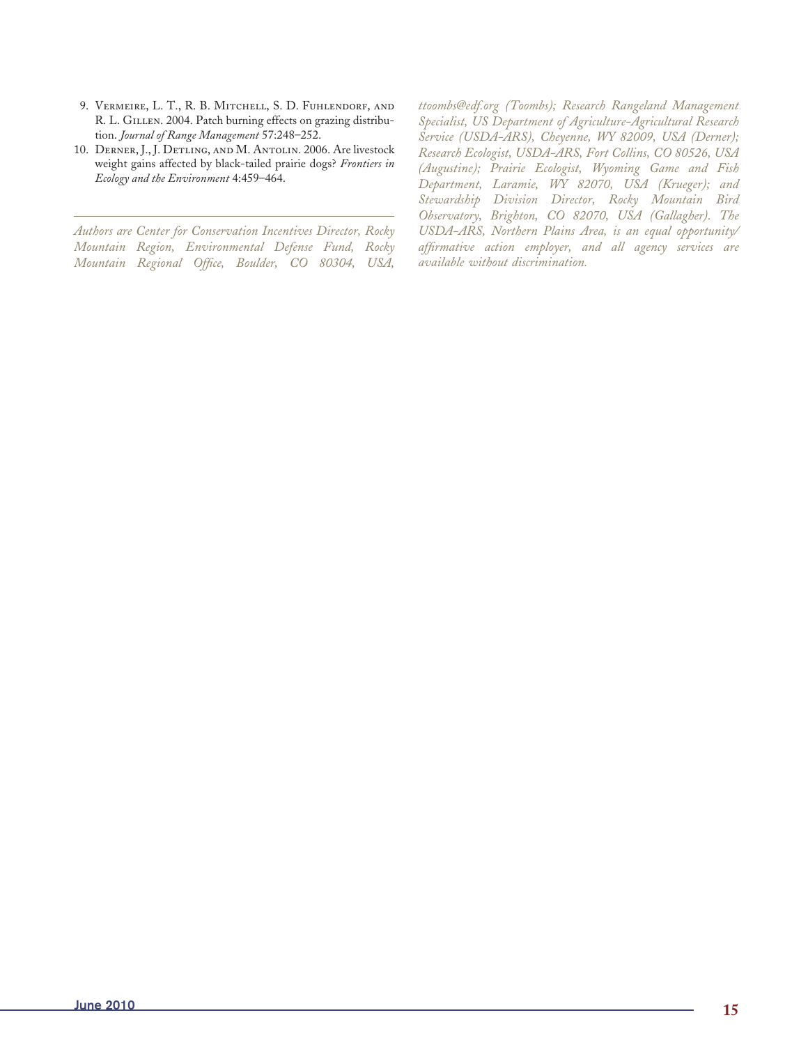9. Vermeire, L. T., R. B. Mitchell, S. D. Fuhlendorf, and R. L. Gillen. 2004. Patch burning effects on grazing distribution. *Journal of Range Management* 57:248–252.
10. Derner, J., J. Detling, and M. Antolin. 2006. Are livestock weight gains affected by black-tailed prairie dogs? *Frontiers in Ecology and the Environment* 4:459–464.

---

*Authors are Center for Conservation Incentives Director, Rocky Mountain Region, Environmental Defense Fund, Rocky Mountain Regional Office, Boulder, CO 80304, USA, ttoombs@edf.org (Toombs); Research Rangeland Management Specialist, US Department of Agriculture-Agricultural Research Service (USDA-ARS), Cheyenne, WY 82009, USA (Derner); Research Ecologist, USDA-ARS, Fort Collins, CO 80526, USA (Augustine); Prairie Ecologist, Wyoming Game and Fish Department, Laramie, WY 82070, USA (Krueger); and Stewardship Division Director, Rocky Mountain Bird Observatory, Brighton, CO 82070, USA (Gallagher). The USDA-ARS, Northern Plains Area, is an equal opportunity/affirmative action employer, and all agency services are available without discrimination.*